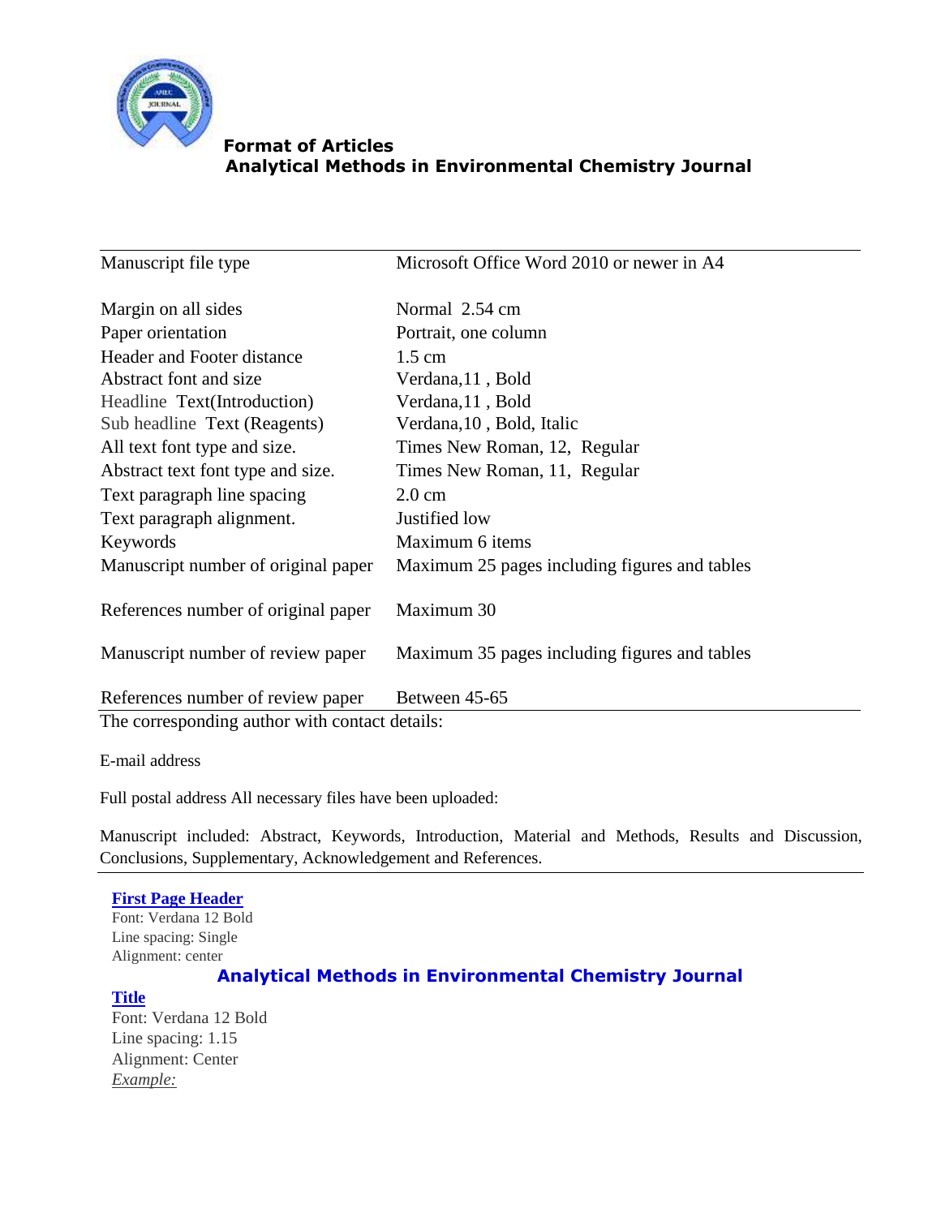**Format of Articles**
**Analytical Methods in Environmental Chemistry Journal**

| | |
|---|---|
| Manuscript file type | Microsoft Office Word 2010 or newer in A4 |
| Margin on all sides | Normal 2.54 cm |
| Paper orientation | Portrait, one column |
| Header and Footer distance | 1.5 cm |
| Abstract font and size | Verdana,11 , Bold |
| Headline Text(Introduction) | Verdana,11 , Bold |
| Sub headline Text (Reagents) | Verdana,10 , Bold, Italic |
| All text font type and size. | Times New Roman, 12, Regular |
| Abstract text font type and size. | Times New Roman, 11, Regular |
| Text paragraph line spacing | 2.0 cm |
| Text paragraph alignment. | Justified low |
| Keywords | Maximum 6 items |
| Manuscript number of original paper | Maximum 25 pages including figures and tables |
| References number of original paper | Maximum 30 |
| Manuscript number of review paper | Maximum 35 pages including figures and tables |
| References number of review paper | Between 45-65 |

The corresponding author with contact details:

E-mail address

Full postal address All necessary files have been uploaded:

Manuscript included: Abstract, Keywords, Introduction, Material and Methods, Results and Discussion, Conclusions, Supplementary, Acknowledgement and References.

---

**First Page Header**
Font: Verdana 12 Bold
Line spacing: Single
Alignment: center

**Analytical Methods in Environmental Chemistry Journal**

**Title**
Font: Verdana 12 Bold
Line spacing: 1.15
Alignment: Center
*Example:*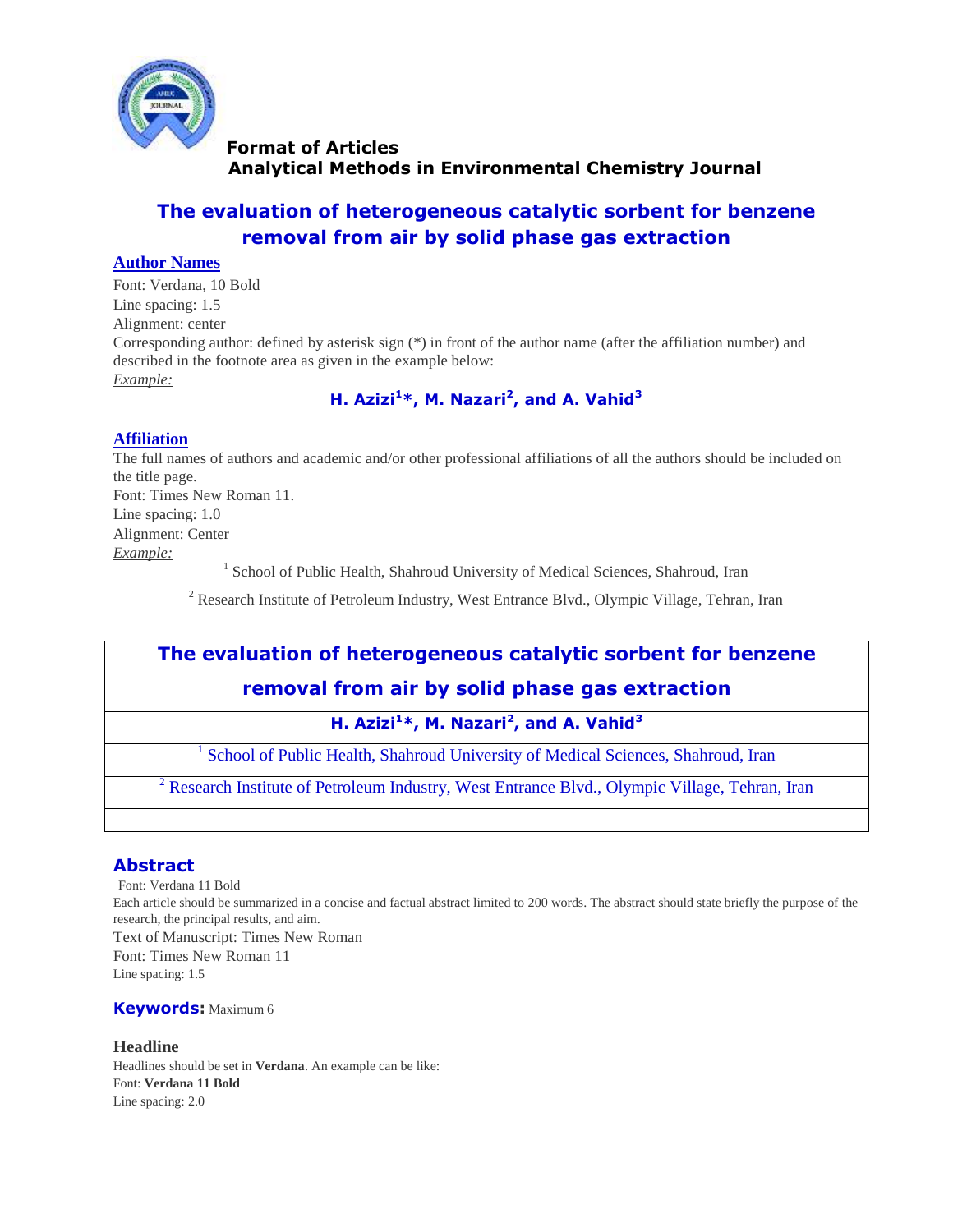**Format of Articles**
**Analytical Methods in Environmental Chemistry Journal**

# The evaluation of heterogeneous catalytic sorbent for benzene removal from air by solid phase gas extraction

## Author Names

Font: Verdana, 10 Bold
Line spacing: 1.5
Alignment: center
Corresponding author: defined by asterisk sign (*) in front of the author name (after the affiliation number) and described in the footnote area as given in the example below:
*Example:*

**H. Azizi[1]*, M. Nazari[2], and A. Vahid[3]**

## Affiliation

The full names of authors and academic and/or other professional affiliations of all the authors should be included on the title page.
Font: Times New Roman 11.
Line spacing: 1.0
Alignment: Center
*Example:*

[1] School of Public Health, Shahroud University of Medical Sciences, Shahroud, Iran

[2] Research Institute of Petroleum Industry, West Entrance Blvd., Olympic Village, Tehran, Iran

| **The evaluation of heterogeneous catalytic sorbent for benzene removal from air by solid phase gas extraction** |
|---|
| **H. Azizi[1]*, M. Nazari[2], and A. Vahid[3]** |
| [1] School of Public Health, Shahroud University of Medical Sciences, Shahroud, Iran |
| [2] Research Institute of Petroleum Industry, West Entrance Blvd., Olympic Village, Tehran, Iran |
| |

## Abstract

Font: Verdana 11 Bold
Each article should be summarized in a concise and factual abstract limited to 200 words. The abstract should state briefly the purpose of the research, the principal results, and aim.
Text of Manuscript: Times New Roman
Font: Times New Roman 11
Line spacing: 1.5

**Keywords:** Maximum 6

## Headline

Headlines should be set in **Verdana**. An example can be like:
Font: **Verdana 11 Bold**
Line spacing: 2.0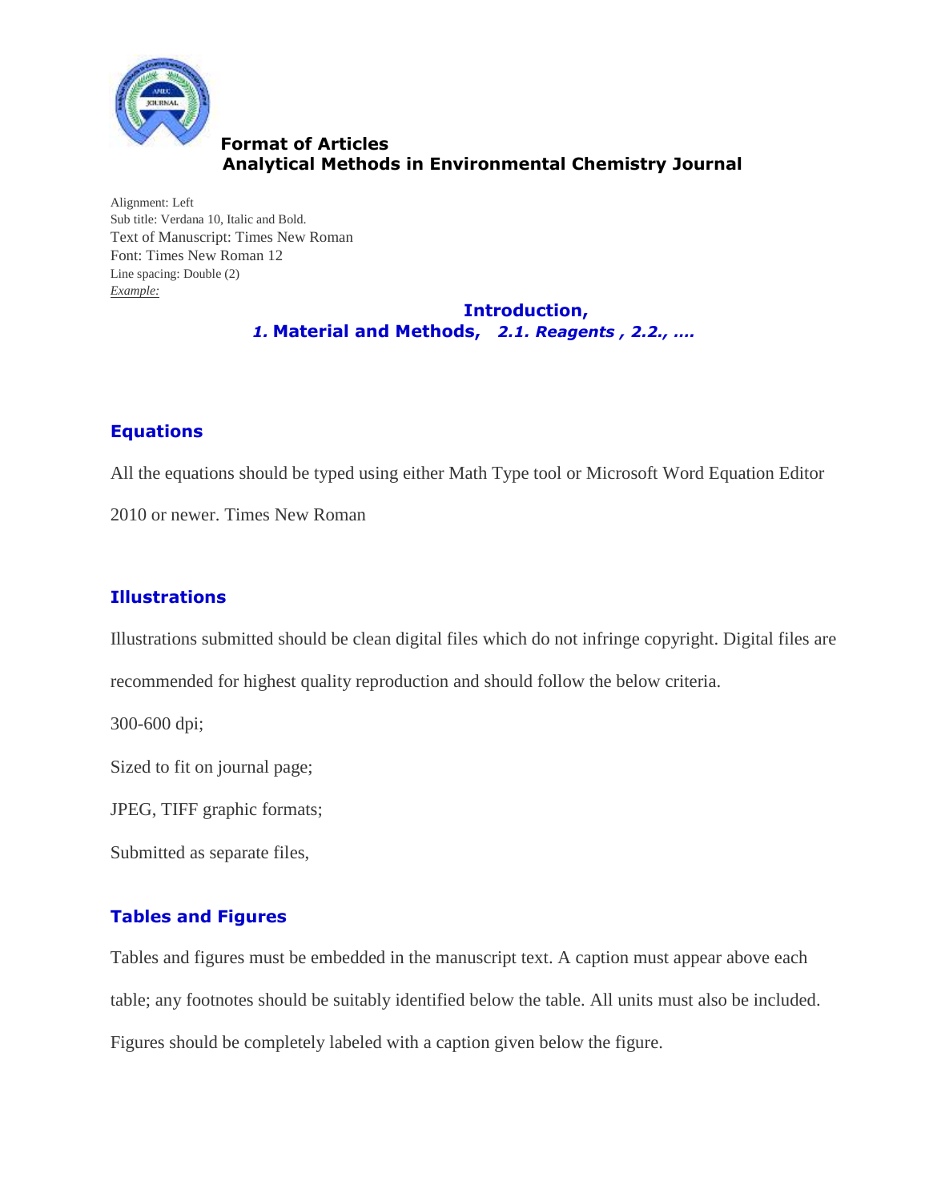**Format of Articles**
**Analytical Methods in Environmental Chemistry Journal**

Alignment: Left
Sub title: Verdana 10, Italic and Bold.
Text of Manuscript: Times New Roman
Font: Times New Roman 12
Line spacing: Double (2)
*Example:*

**Introduction,**
***1.* Material and Methods,** ***2.1. Reagents , 2.2., ….***

## Equations

All the equations should be typed using either Math Type tool or Microsoft Word Equation Editor 2010 or newer. Times New Roman

## Illustrations

Illustrations submitted should be clean digital files which do not infringe copyright. Digital files are recommended for highest quality reproduction and should follow the below criteria.

300-600 dpi;

Sized to fit on journal page;

JPEG, TIFF graphic formats;

Submitted as separate files,

## Tables and Figures

Tables and figures must be embedded in the manuscript text. A caption must appear above each table; any footnotes should be suitably identified below the table. All units must also be included. Figures should be completely labeled with a caption given below the figure.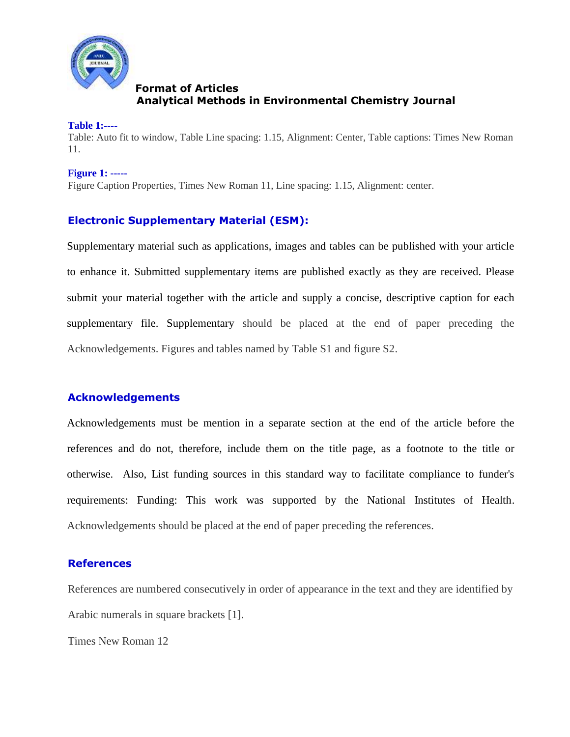**Format of Articles**
**Analytical Methods in Environmental Chemistry Journal**

**Table 1:----**
Table: Auto fit to window, Table Line spacing: 1.15, Alignment: Center, Table captions: Times New Roman 11.

**Figure 1: -----**
Figure Caption Properties, Times New Roman 11, Line spacing: 1.15, Alignment: center.

## Electronic Supplementary Material (ESM):

Supplementary material such as applications, images and tables can be published with your article to enhance it. Submitted supplementary items are published exactly as they are received. Please submit your material together with the article and supply a concise, descriptive caption for each supplementary file. Supplementary should be placed at the end of paper preceding the Acknowledgements. Figures and tables named by Table S1 and figure S2.

## Acknowledgements

Acknowledgements must be mention in a separate section at the end of the article before the references and do not, therefore, include them on the title page, as a footnote to the title or otherwise. Also, List funding sources in this standard way to facilitate compliance to funder's requirements: Funding: This work was supported by the National Institutes of Health. Acknowledgements should be placed at the end of paper preceding the references.

## References

References are numbered consecutively in order of appearance in the text and they are identified by Arabic numerals in square brackets [1].

Times New Roman 12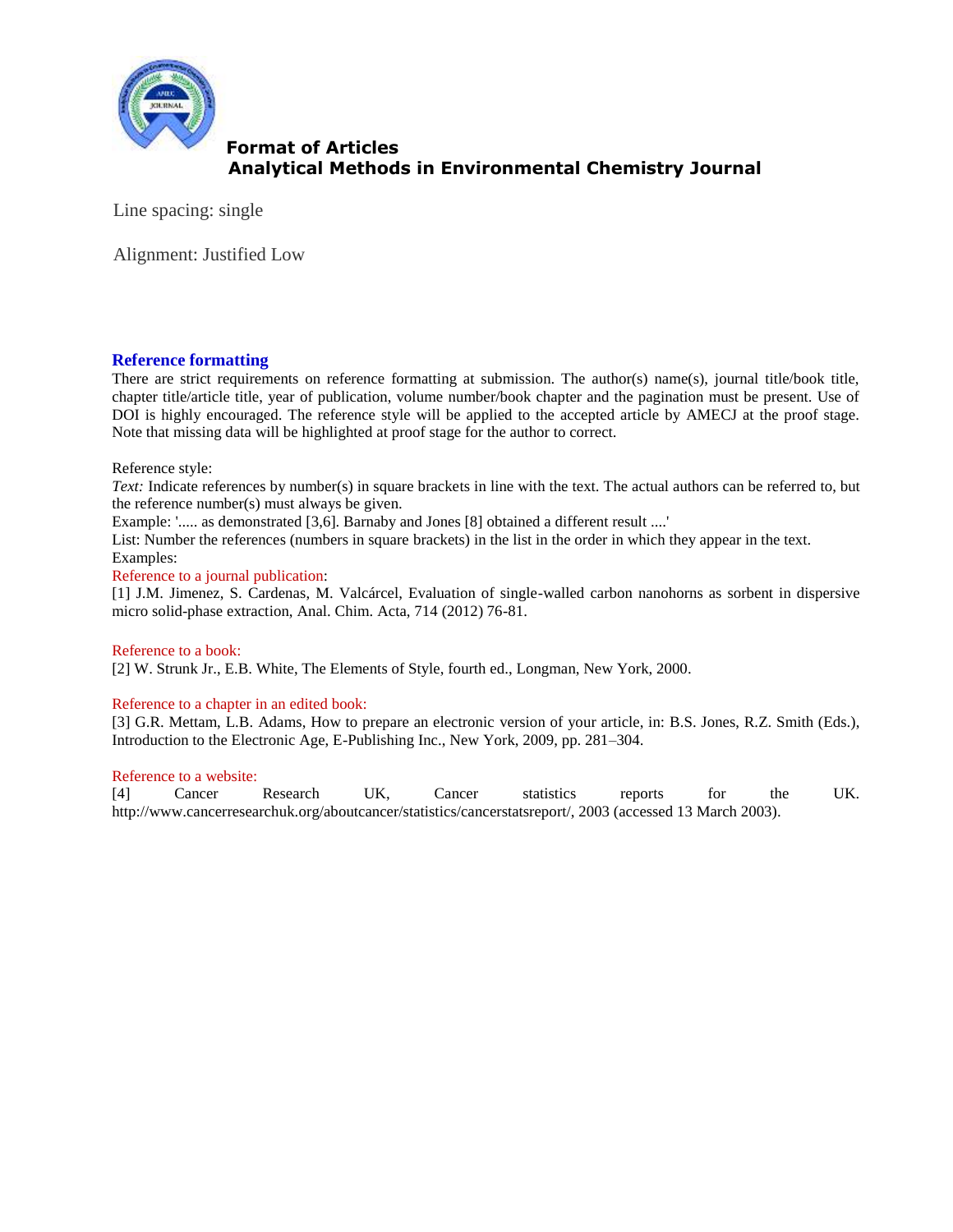**Format of Articles**
**Analytical Methods in Environmental Chemistry Journal**

Line spacing: single

Alignment: Justified Low

## Reference formatting

There are strict requirements on reference formatting at submission. The author(s) name(s), journal title/book title, chapter title/article title, year of publication, volume number/book chapter and the pagination must be present. Use of DOI is highly encouraged. The reference style will be applied to the accepted article by AMECJ at the proof stage. Note that missing data will be highlighted at proof stage for the author to correct.

Reference style:

*Text:* Indicate references by number(s) in square brackets in line with the text. The actual authors can be referred to, but the reference number(s) must always be given.

Example: '..... as demonstrated [3,6]. Barnaby and Jones [8] obtained a different result ....'

List: Number the references (numbers in square brackets) in the list in the order in which they appear in the text.

Examples:

Reference to a journal publication:

[1] J.M. Jimenez, S. Cardenas, M. Valcárcel, Evaluation of single-walled carbon nanohorns as sorbent in dispersive micro solid-phase extraction, Anal. Chim. Acta, 714 (2012) 76-81.

Reference to a book:

[2] W. Strunk Jr., E.B. White, The Elements of Style, fourth ed., Longman, New York, 2000.

Reference to a chapter in an edited book:

[3] G.R. Mettam, L.B. Adams, How to prepare an electronic version of your article, in: B.S. Jones, R.Z. Smith (Eds.), Introduction to the Electronic Age, E-Publishing Inc., New York, 2009, pp. 281–304.

Reference to a website:

[4] Cancer Research UK, Cancer statistics reports for the UK. http://www.cancerresearchuk.org/aboutcancer/statistics/cancerstatsreport/, 2003 (accessed 13 March 2003).